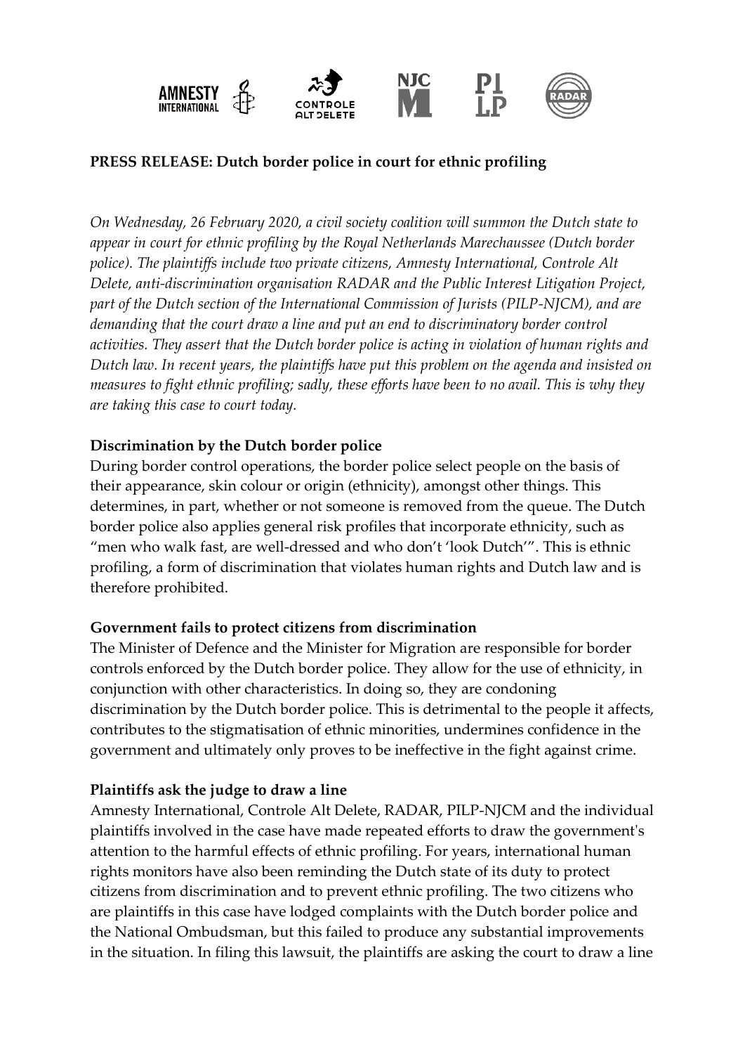**PRESS RELEASE: Dutch border police in court for ethnic profiling**

*On Wednesday, 26 February 2020, a civil society coalition will summon the Dutch state to appear in court for ethnic profiling by the Royal Netherlands Marechaussee (Dutch border police). The plaintiffs include two private citizens, Amnesty International, Controle Alt Delete, anti-discrimination organisation RADAR and the Public Interest Litigation Project, part of the Dutch section of the International Commission of Jurists (PILP-NJCM), and are demanding that the court draw a line and put an end to discriminatory border control activities. They assert that the Dutch border police is acting in violation of human rights and Dutch law. In recent years, the plaintiffs have put this problem on the agenda and insisted on measures to fight ethnic profiling; sadly, these efforts have been to no avail. This is why they are taking this case to court today.*

**Discrimination by the Dutch border police**

During border control operations, the border police select people on the basis of their appearance, skin colour or origin (ethnicity), amongst other things. This determines, in part, whether or not someone is removed from the queue. The Dutch border police also applies general risk profiles that incorporate ethnicity, such as "men who walk fast, are well-dressed and who don't 'look Dutch'". This is ethnic profiling, a form of discrimination that violates human rights and Dutch law and is therefore prohibited.

**Government fails to protect citizens from discrimination**

The Minister of Defence and the Minister for Migration are responsible for border controls enforced by the Dutch border police. They allow for the use of ethnicity, in conjunction with other characteristics. In doing so, they are condoning discrimination by the Dutch border police. This is detrimental to the people it affects, contributes to the stigmatisation of ethnic minorities, undermines confidence in the government and ultimately only proves to be ineffective in the fight against crime.

**Plaintiffs ask the judge to draw a line**

Amnesty International, Controle Alt Delete, RADAR, PILP-NJCM and the individual plaintiffs involved in the case have made repeated efforts to draw the government's attention to the harmful effects of ethnic profiling. For years, international human rights monitors have also been reminding the Dutch state of its duty to protect citizens from discrimination and to prevent ethnic profiling. The two citizens who are plaintiffs in this case have lodged complaints with the Dutch border police and the National Ombudsman, but this failed to produce any substantial improvements in the situation. In filing this lawsuit, the plaintiffs are asking the court to draw a line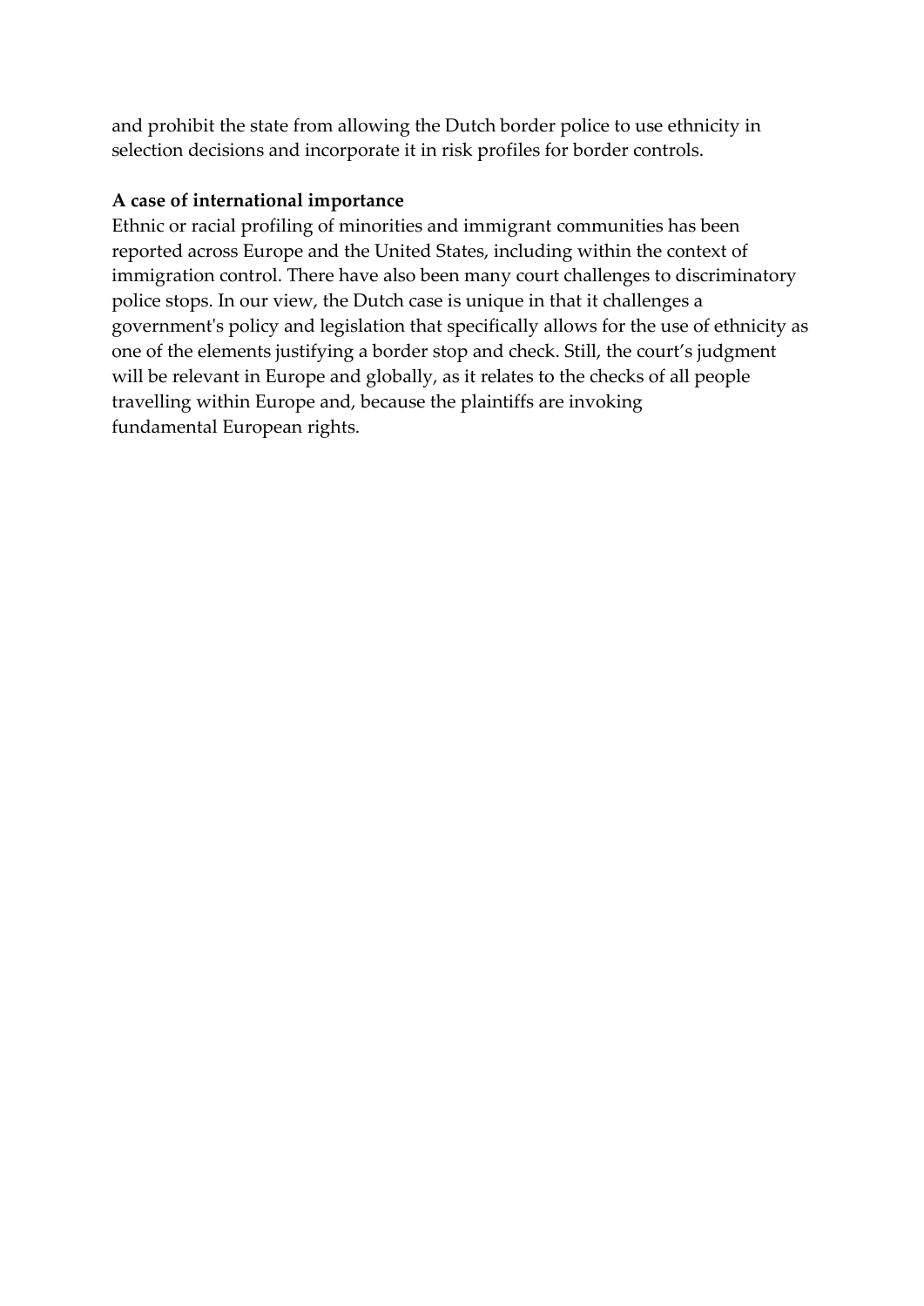and prohibit the state from allowing the Dutch border police to use ethnicity in selection decisions and incorporate it in risk profiles for border controls.

**A case of international importance**

Ethnic or racial profiling of minorities and immigrant communities has been reported across Europe and the United States, including within the context of immigration control. There have also been many court challenges to discriminatory police stops. In our view, the Dutch case is unique in that it challenges a government's policy and legislation that specifically allows for the use of ethnicity as one of the elements justifying a border stop and check. Still, the court's judgment will be relevant in Europe and globally, as it relates to the checks of all people travelling within Europe and, because the plaintiffs are invoking fundamental European rights.